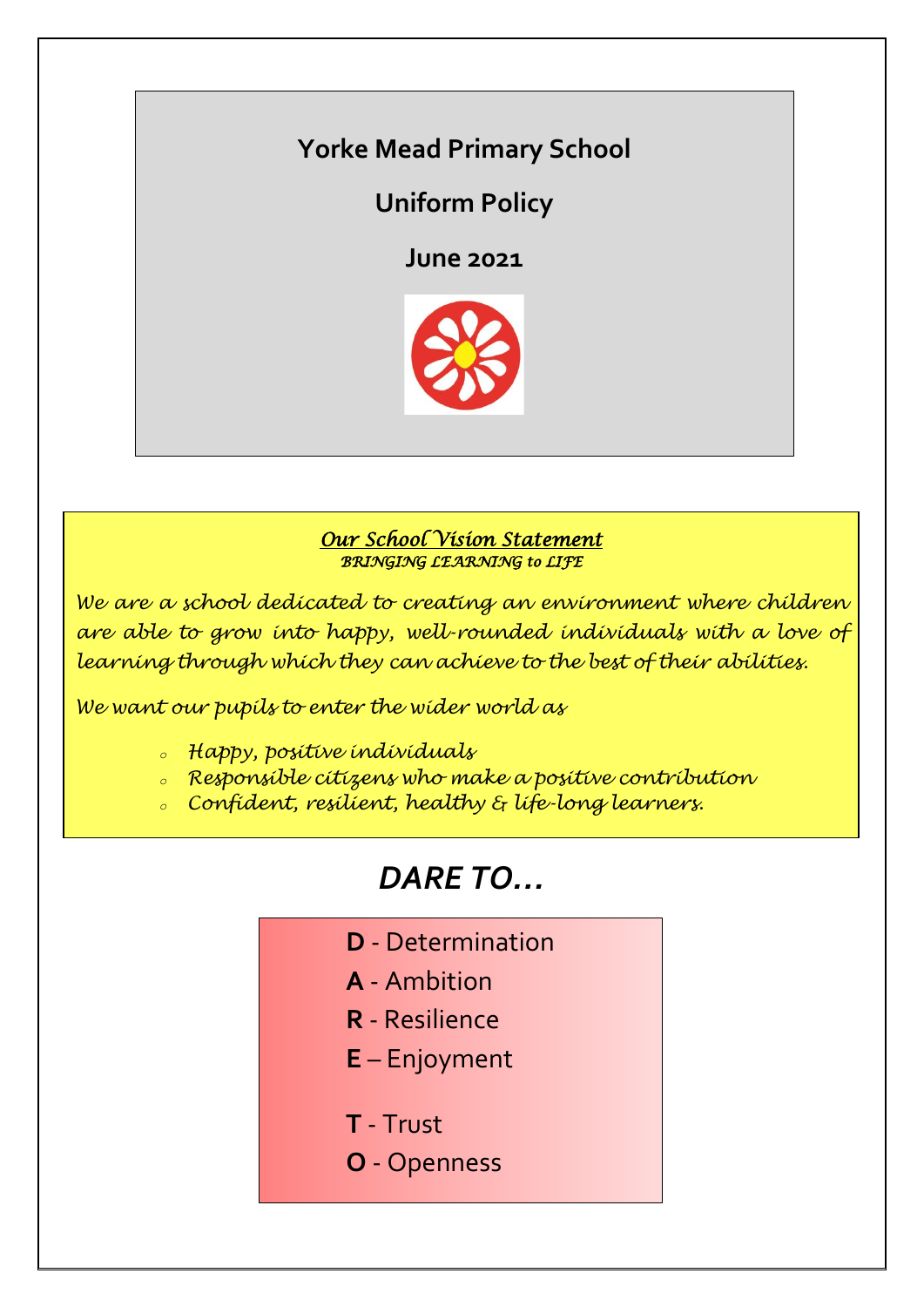# Yorke Mead Primary School

## Uniform Policy

## June 2021

***Our School Vision Statement***
*BRINGING LEARNING to LIFE*

*We are a school dedicated to creating an environment where children are able to grow into happy, well-rounded individuals with a love of learning through which they can achieve to the best of their abilities.*

*We want our pupils to enter the wider world as*

- *Happy, positive individuals*
- *Responsible citizens who make a positive contribution*
- *Confident, resilient, healthy & life-long learners.*

## *DARE TO…*

**D** - Determination
**A** - Ambition
**R** - Resilience
**E** – Enjoyment

**T** - Trust
**O** - Openness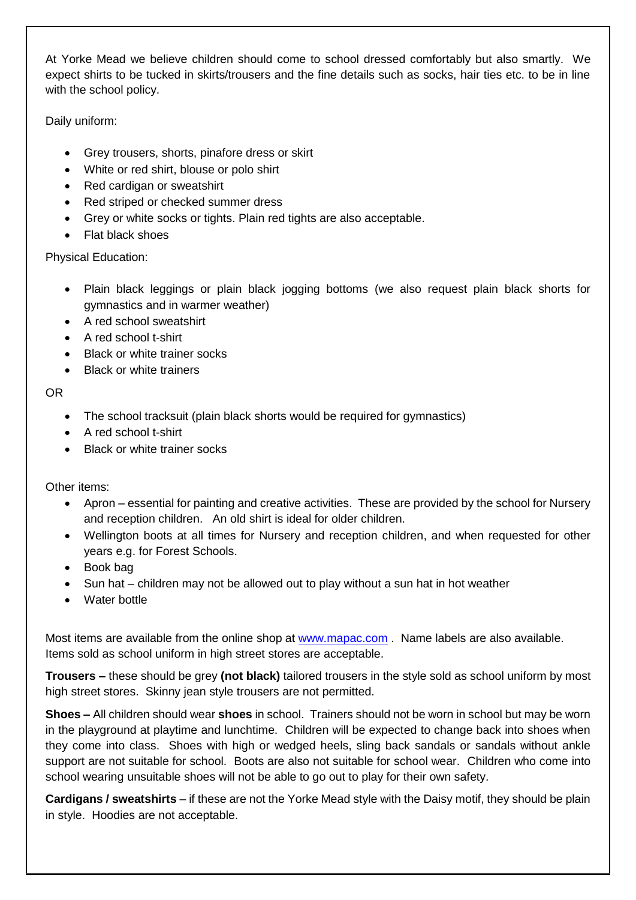At Yorke Mead we believe children should come to school dressed comfortably but also smartly. We expect shirts to be tucked in skirts/trousers and the fine details such as socks, hair ties etc. to be in line with the school policy.

Daily uniform:

- Grey trousers, shorts, pinafore dress or skirt
- White or red shirt, blouse or polo shirt
- Red cardigan or sweatshirt
- Red striped or checked summer dress
- Grey or white socks or tights. Plain red tights are also acceptable.
- Flat black shoes

Physical Education:

- Plain black leggings or plain black jogging bottoms (we also request plain black shorts for gymnastics and in warmer weather)
- A red school sweatshirt
- A red school t-shirt
- Black or white trainer socks
- Black or white trainers

OR

- The school tracksuit (plain black shorts would be required for gymnastics)
- A red school t-shirt
- Black or white trainer socks

Other items:

- Apron – essential for painting and creative activities. These are provided by the school for Nursery and reception children. An old shirt is ideal for older children.
- Wellington boots at all times for Nursery and reception children, and when requested for other years e.g. for Forest Schools.
- Book bag
- Sun hat – children may not be allowed out to play without a sun hat in hot weather
- Water bottle

Most items are available from the online shop at [www.mapac.com](www.mapac.com) . Name labels are also available. Items sold as school uniform in high street stores are acceptable.

**Trousers –** these should be grey **(not black)** tailored trousers in the style sold as school uniform by most high street stores. Skinny jean style trousers are not permitted.

**Shoes –** All children should wear **shoes** in school. Trainers should not be worn in school but may be worn in the playground at playtime and lunchtime. Children will be expected to change back into shoes when they come into class. Shoes with high or wedged heels, sling back sandals or sandals without ankle support are not suitable for school. Boots are also not suitable for school wear. Children who come into school wearing unsuitable shoes will not be able to go out to play for their own safety.

**Cardigans / sweatshirts** – if these are not the Yorke Mead style with the Daisy motif, they should be plain in style. Hoodies are not acceptable.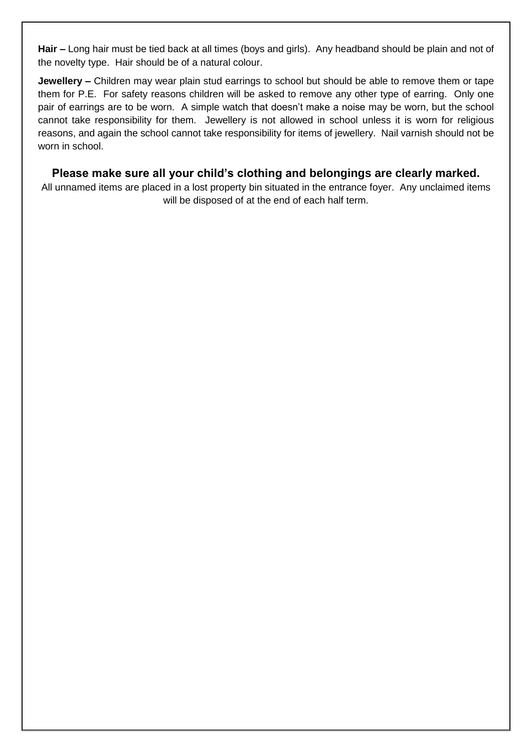**Hair –** Long hair must be tied back at all times (boys and girls). Any headband should be plain and not of the novelty type. Hair should be of a natural colour.

**Jewellery –** Children may wear plain stud earrings to school but should be able to remove them or tape them for P.E. For safety reasons children will be asked to remove any other type of earring. Only one pair of earrings are to be worn. A simple watch that doesn't make a noise may be worn, but the school cannot take responsibility for them. Jewellery is not allowed in school unless it is worn for religious reasons, and again the school cannot take responsibility for items of jewellery. Nail varnish should not be worn in school.

**Please make sure all your child's clothing and belongings are clearly marked.**

All unnamed items are placed in a lost property bin situated in the entrance foyer. Any unclaimed items will be disposed of at the end of each half term.